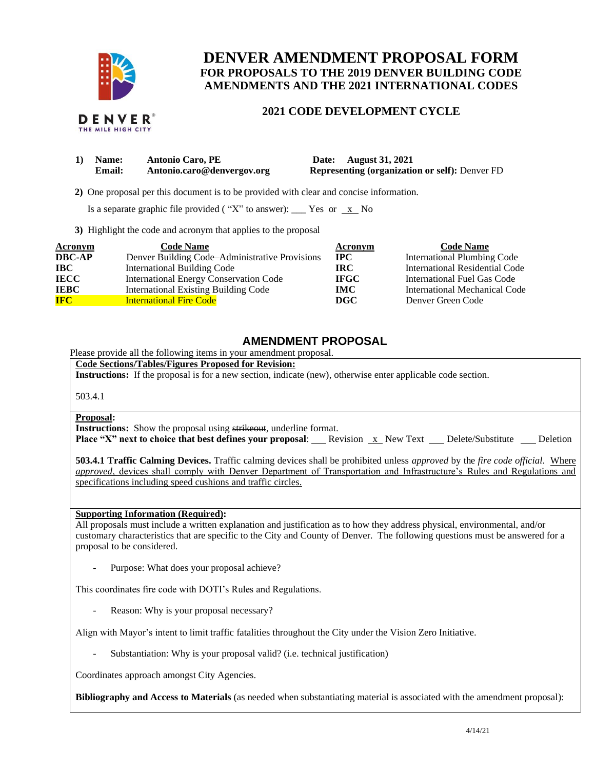# DENVER AMENDMENT PROPOSAL FORM
## FOR PROPOSALS TO THE 2019 DENVER BUILDING CODE AMENDMENTS AND THE 2021 INTERNATIONAL CODES

### 2021 CODE DEVELOPMENT CYCLE

**1) Name:** **Antonio Caro, PE** **Date: August 31, 2021**
**Email:** **Antonio.caro@denvergov.org** **Representing (organization or self):** Denver FD

**2)** One proposal per this document is to be provided with clear and concise information.

Is a separate graphic file provided ( "X" to answer): ___ Yes or _x_ No

**3)** Highlight the code and acronym that applies to the proposal

| Acronym | Code Name | Acronym | Code Name |
|---|---|---|---|
| **DBC-AP** | Denver Building Code–Administrative Provisions | **IPC** | International Plumbing Code |
| **IBC** | International Building Code | **IRC** | International Residential Code |
| **IECC** | International Energy Conservation Code | **IFGC** | International Fuel Gas Code |
| **IEBC** | International Existing Building Code | **IMC** | International Mechanical Code |
| **IFC** | International Fire Code | **DGC** | Denver Green Code |

## AMENDMENT PROPOSAL

Please provide all the following items in your amendment proposal.

**Code Sections/Tables/Figures Proposed for Revision:**

**Instructions:** If the proposal is for a new section, indicate (new), otherwise enter applicable code section.

503.4.1

**Proposal:**

**Instructions:** Show the proposal using ~~strikeout~~, <u>underline</u> format.

**Place "X" next to choice that best defines your proposal**: ___ Revision _x_ New Text ___ Delete/Substitute ___ Deletion

**503.4.1 Traffic Calming Devices.** Traffic calming devices shall be prohibited unless *approved* by the *fire code official*. <u>Where *approved*, devices shall comply with Denver Department of Transportation and Infrastructure's Rules and Regulations and specifications including speed cushions and traffic circles.</u>

**Supporting Information (Required):**

All proposals must include a written explanation and justification as to how they address physical, environmental, and/or customary characteristics that are specific to the City and County of Denver. The following questions must be answered for a proposal to be considered.

- Purpose: What does your proposal achieve?

This coordinates fire code with DOTI's Rules and Regulations.

- Reason: Why is your proposal necessary?

Align with Mayor's intent to limit traffic fatalities throughout the City under the Vision Zero Initiative.

- Substantiation: Why is your proposal valid? (i.e. technical justification)

Coordinates approach amongst City Agencies.

**Bibliography and Access to Materials** (as needed when substantiating material is associated with the amendment proposal):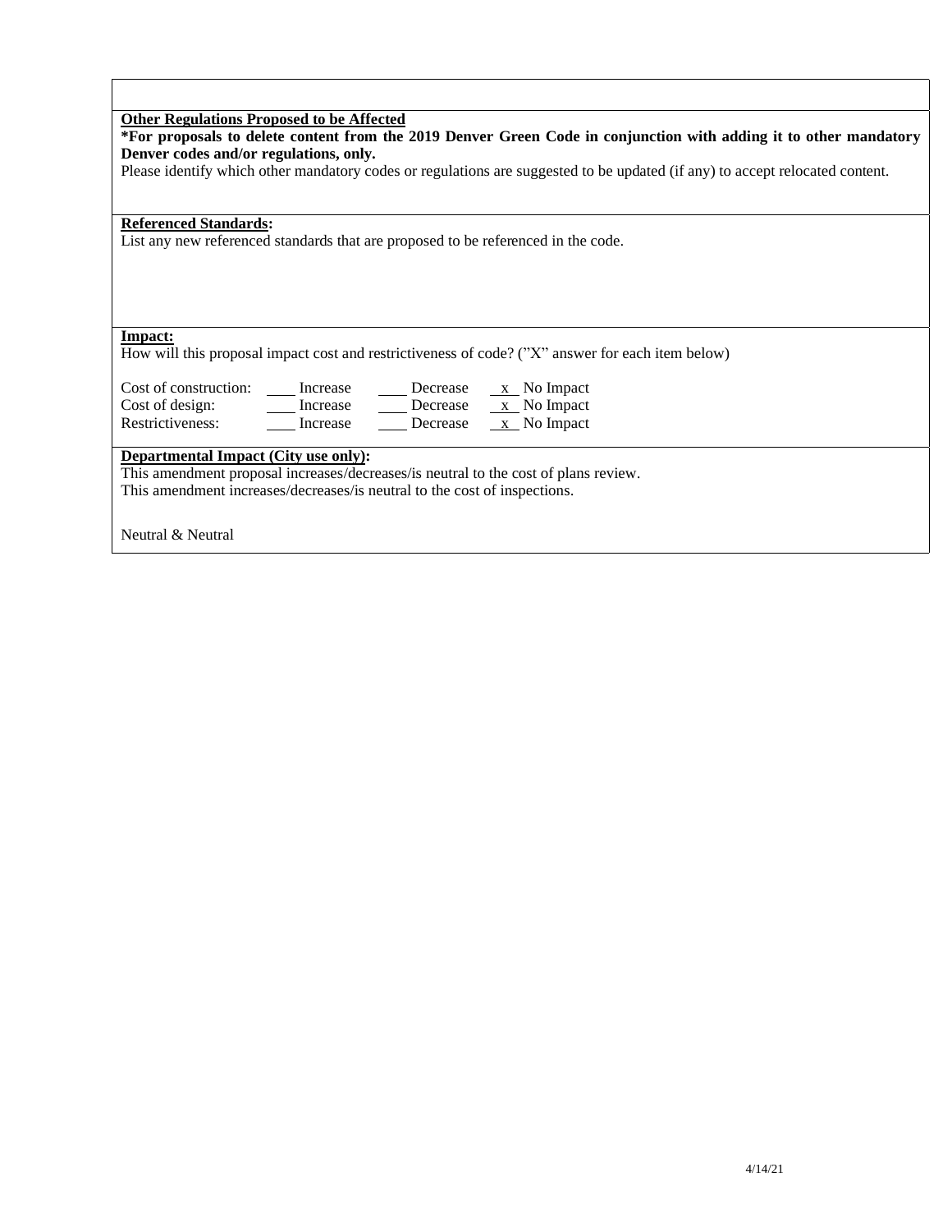**Other Regulations Proposed to be Affected**

**\*For proposals to delete content from the 2019 Denver Green Code in conjunction with adding it to other mandatory Denver codes and/or regulations, only.**

Please identify which other mandatory codes or regulations are suggested to be updated (if any) to accept relocated content.

**Referenced Standards:**

List any new referenced standards that are proposed to be referenced in the code.

**Impact:**

How will this proposal impact cost and restrictiveness of code? ("X" answer for each item below)

| | | | |
|---|---|---|---|
| Cost of construction: | ___ Increase | ___ Decrease | _x_ No Impact |
| Cost of design: | ___ Increase | ___ Decrease | _x_ No Impact |
| Restrictiveness: | ___ Increase | ___ Decrease | _x_ No Impact |

**Departmental Impact (City use only):**

This amendment proposal increases/decreases/is neutral to the cost of plans review.
This amendment increases/decreases/is neutral to the cost of inspections.

Neutral & Neutral

4/14/21